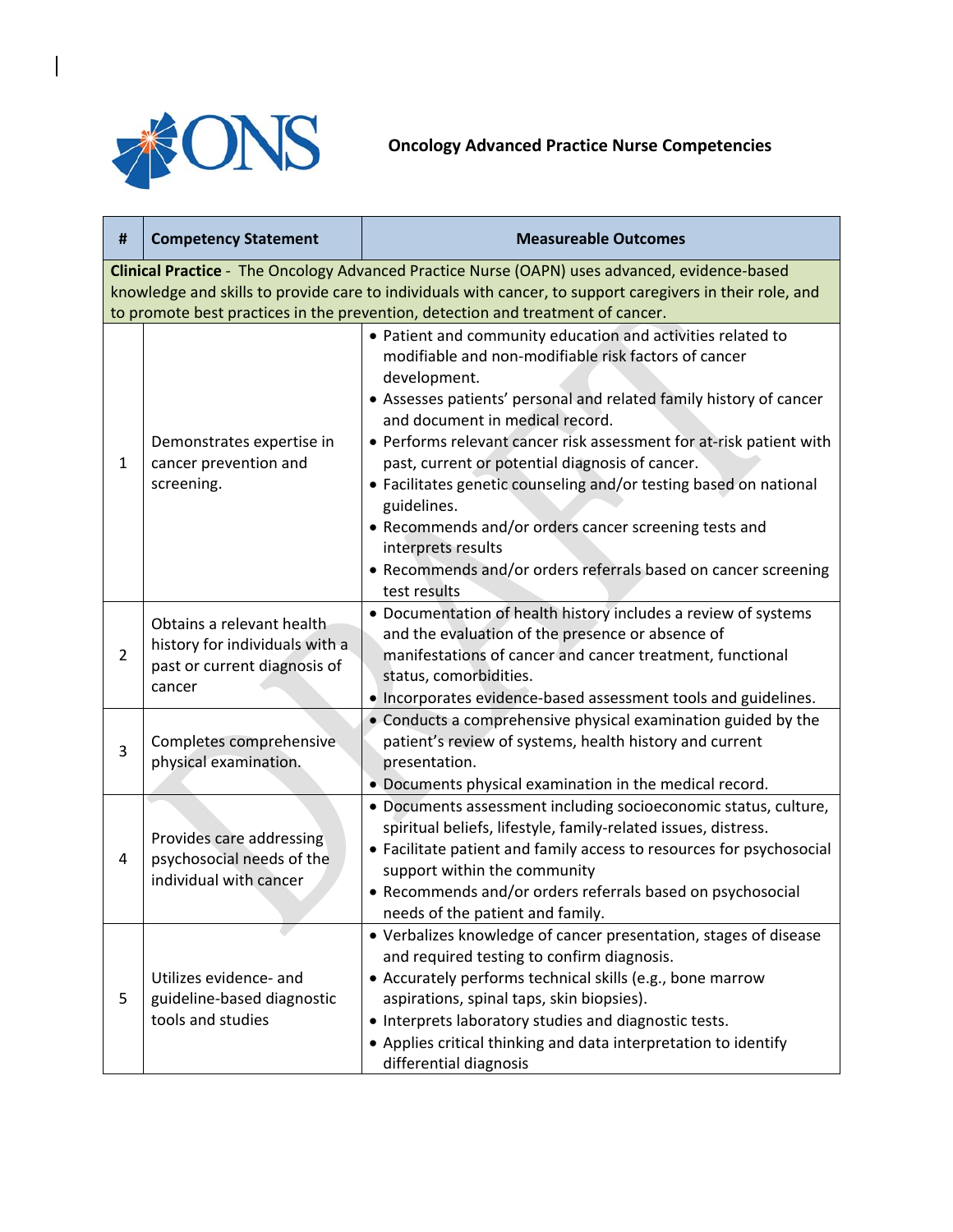# Oncology Advanced Practice Nurse Competencies

| # | Competency Statement | Measureable Outcomes |
|---|---|---|
| **Clinical Practice** - The Oncology Advanced Practice Nurse (OAPN) uses advanced, evidence-based knowledge and skills to provide care to individuals with cancer, to support caregivers in their role, and to promote best practices in the prevention, detection and treatment of cancer. | | |
| 1 | Demonstrates expertise in cancer prevention and screening. | • Patient and community education and activities related to modifiable and non-modifiable risk factors of cancer development.<br>• Assesses patients' personal and related family history of cancer and document in medical record.<br>• Performs relevant cancer risk assessment for at-risk patient with past, current or potential diagnosis of cancer.<br>• Facilitates genetic counseling and/or testing based on national guidelines.<br>• Recommends and/or orders cancer screening tests and interprets results<br>• Recommends and/or orders referrals based on cancer screening test results |
| 2 | Obtains a relevant health history for individuals with a past or current diagnosis of cancer | • Documentation of health history includes a review of systems and the evaluation of the presence or absence of manifestations of cancer and cancer treatment, functional status, comorbidities.<br>• Incorporates evidence-based assessment tools and guidelines. |
| 3 | Completes comprehensive physical examination. | • Conducts a comprehensive physical examination guided by the patient's review of systems, health history and current presentation.<br>• Documents physical examination in the medical record. |
| 4 | Provides care addressing psychosocial needs of the individual with cancer | • Documents assessment including socioeconomic status, culture, spiritual beliefs, lifestyle, family-related issues, distress.<br>• Facilitate patient and family access to resources for psychosocial support within the community<br>• Recommends and/or orders referrals based on psychosocial needs of the patient and family. |
| 5 | Utilizes evidence- and guideline-based diagnostic tools and studies | • Verbalizes knowledge of cancer presentation, stages of disease and required testing to confirm diagnosis.<br>• Accurately performs technical skills (e.g., bone marrow aspirations, spinal taps, skin biopsies).<br>• Interprets laboratory studies and diagnostic tests.<br>• Applies critical thinking and data interpretation to identify differential diagnosis |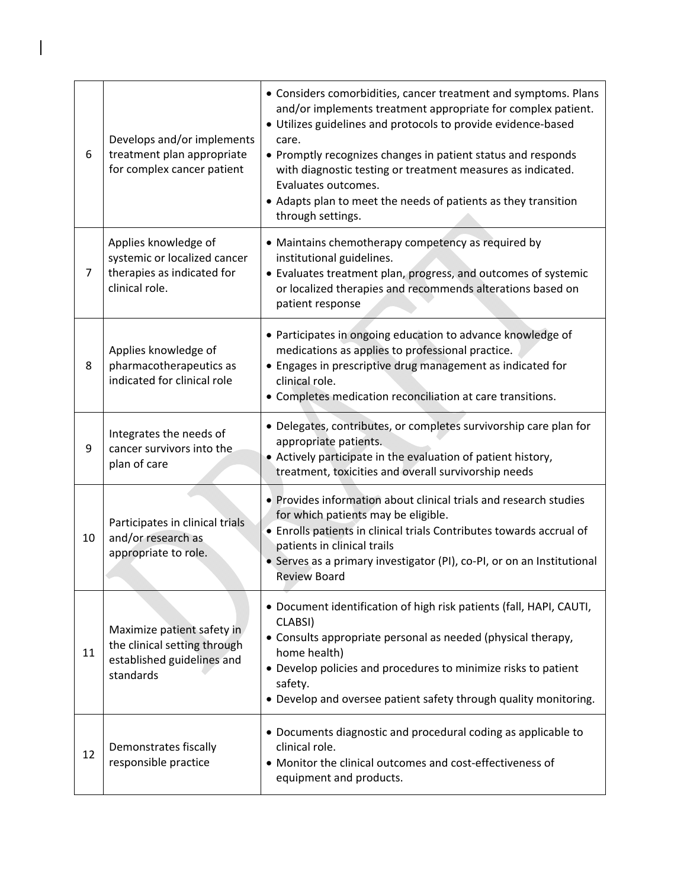| | | |
|---|---|---|
| 6 | Develops and/or implements treatment plan appropriate for complex cancer patient | • Considers comorbidities, cancer treatment and symptoms. Plans and/or implements treatment appropriate for complex patient.<br>• Utilizes guidelines and protocols to provide evidence-based care.<br>• Promptly recognizes changes in patient status and responds with diagnostic testing or treatment measures as indicated. Evaluates outcomes.<br>• Adapts plan to meet the needs of patients as they transition through settings. |
| 7 | Applies knowledge of systemic or localized cancer therapies as indicated for clinical role. | • Maintains chemotherapy competency as required by institutional guidelines.<br>• Evaluates treatment plan, progress, and outcomes of systemic or localized therapies and recommends alterations based on patient response |
| 8 | Applies knowledge of pharmacotherapeutics as indicated for clinical role | • Participates in ongoing education to advance knowledge of medications as applies to professional practice.<br>• Engages in prescriptive drug management as indicated for clinical role.<br>• Completes medication reconciliation at care transitions. |
| 9 | Integrates the needs of cancer survivors into the plan of care | • Delegates, contributes, or completes survivorship care plan for appropriate patients.<br>• Actively participate in the evaluation of patient history, treatment, toxicities and overall survivorship needs |
| 10 | Participates in clinical trials and/or research as appropriate to role. | • Provides information about clinical trials and research studies for which patients may be eligible.<br>• Enrolls patients in clinical trials Contributes towards accrual of patients in clinical trails<br>• Serves as a primary investigator (PI), co-PI, or on an Institutional Review Board |
| 11 | Maximize patient safety in the clinical setting through established guidelines and standards | • Document identification of high risk patients (fall, HAPI, CAUTI, CLABSI)<br>• Consults appropriate personal as needed (physical therapy, home health)<br>• Develop policies and procedures to minimize risks to patient safety.<br>• Develop and oversee patient safety through quality monitoring. |
| 12 | Demonstrates fiscally responsible practice | • Documents diagnostic and procedural coding as applicable to clinical role.<br>• Monitor the clinical outcomes and cost-effectiveness of equipment and products. |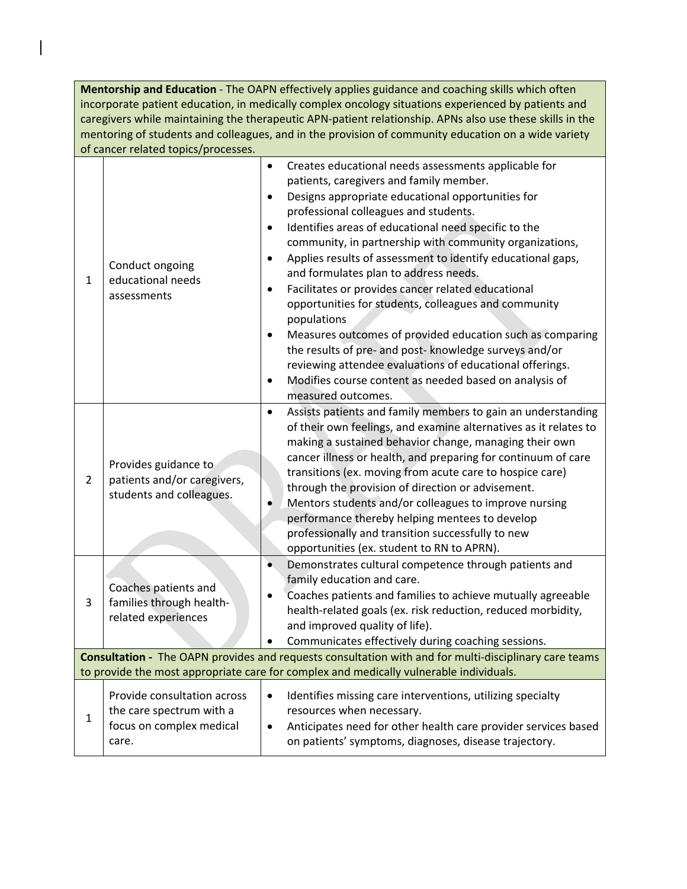| | | |
|---|---|---|
| **Mentorship and Education** - The OAPN effectively applies guidance and coaching skills which often incorporate patient education, in medically complex oncology situations experienced by patients and caregivers while maintaining the therapeutic APN-patient relationship. APNs also use these skills in the mentoring of students and colleagues, and in the provision of community education on a wide variety of cancer related topics/processes. | | |
| 1 | Conduct ongoing educational needs assessments | • Creates educational needs assessments applicable for patients, caregivers and family member.<br>• Designs appropriate educational opportunities for professional colleagues and students.<br>• Identifies areas of educational need specific to the community, in partnership with community organizations,<br>• Applies results of assessment to identify educational gaps, and formulates plan to address needs.<br>• Facilitates or provides cancer related educational opportunities for students, colleagues and community populations<br>• Measures outcomes of provided education such as comparing the results of pre- and post- knowledge surveys and/or reviewing attendee evaluations of educational offerings.<br>• Modifies course content as needed based on analysis of measured outcomes. |
| 2 | Provides guidance to patients and/or caregivers, students and colleagues. | • Assists patients and family members to gain an understanding of their own feelings, and examine alternatives as it relates to making a sustained behavior change, managing their own cancer illness or health, and preparing for continuum of care transitions (ex. moving from acute care to hospice care) through the provision of direction or advisement.<br>• Mentors students and/or colleagues to improve nursing performance thereby helping mentees to develop professionally and transition successfully to new opportunities (ex. student to RN to APRN). |
| 3 | Coaches patients and families through health-related experiences | • Demonstrates cultural competence through patients and family education and care.<br>• Coaches patients and families to achieve mutually agreeable health-related goals (ex. risk reduction, reduced morbidity, and improved quality of life).<br>• Communicates effectively during coaching sessions. |
| **Consultation** - The OAPN provides and requests consultation with and for multi-disciplinary care teams to provide the most appropriate care for complex and medically vulnerable individuals. | | |
| 1 | Provide consultation across the care spectrum with a focus on complex medical care. | • Identifies missing care interventions, utilizing specialty resources when necessary.<br>• Anticipates need for other health care provider services based on patients' symptoms, diagnoses, disease trajectory. |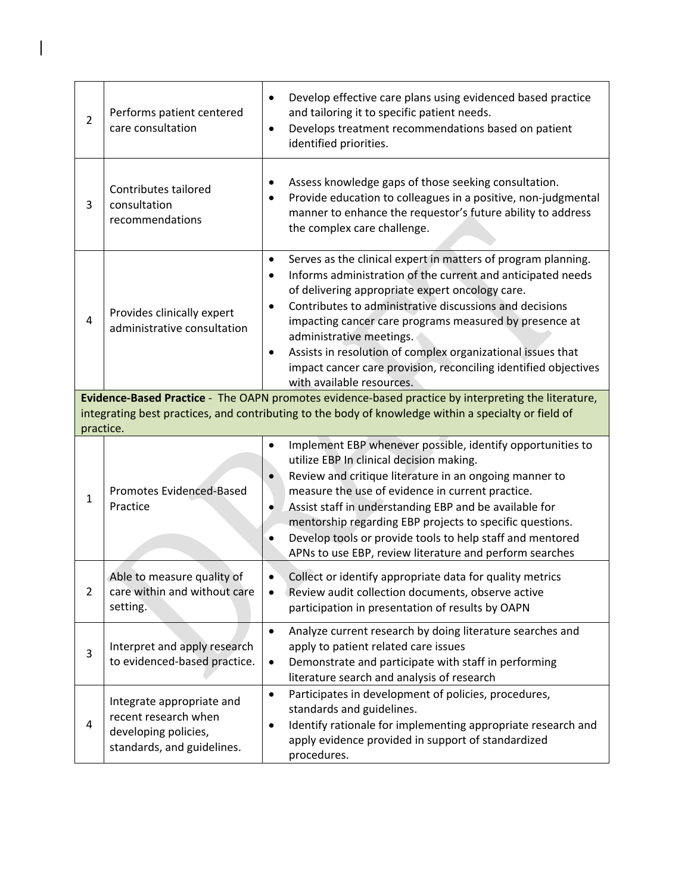| | | |
|---|---|---|
| 2 | Performs patient centered care consultation | • Develop effective care plans using evidenced based practice and tailoring it to specific patient needs.<br>• Develops treatment recommendations based on patient identified priorities. |
| 3 | Contributes tailored consultation recommendations | • Assess knowledge gaps of those seeking consultation.<br>• Provide education to colleagues in a positive, non-judgmental manner to enhance the requestor's future ability to address the complex care challenge. |
| 4 | Provides clinically expert administrative consultation | • Serves as the clinical expert in matters of program planning.<br>• Informs administration of the current and anticipated needs of delivering appropriate expert oncology care.<br>• Contributes to administrative discussions and decisions impacting cancer care programs measured by presence at administrative meetings.<br>• Assists in resolution of complex organizational issues that impact cancer care provision, reconciling identified objectives with available resources. |
| **Evidence-Based Practice** - The OAPN promotes evidence-based practice by interpreting the literature, integrating best practices, and contributing to the body of knowledge within a specialty or field of practice. | | |
| 1 | Promotes Evidenced-Based Practice | • Implement EBP whenever possible, identify opportunities to utilize EBP In clinical decision making.<br>• Review and critique literature in an ongoing manner to measure the use of evidence in current practice.<br>• Assist staff in understanding EBP and be available for mentorship regarding EBP projects to specific questions.<br>• Develop tools or provide tools to help staff and mentored APNs to use EBP, review literature and perform searches |
| 2 | Able to measure quality of care within and without care setting. | • Collect or identify appropriate data for quality metrics<br>• Review audit collection documents, observe active participation in presentation of results by OAPN |
| 3 | Interpret and apply research to evidenced-based practice. | • Analyze current research by doing literature searches and apply to patient related care issues<br>• Demonstrate and participate with staff in performing literature search and analysis of research |
| 4 | Integrate appropriate and recent research when developing policies, standards, and guidelines. | • Participates in development of policies, procedures, standards and guidelines.<br>• Identify rationale for implementing appropriate research and apply evidence provided in support of standardized procedures. |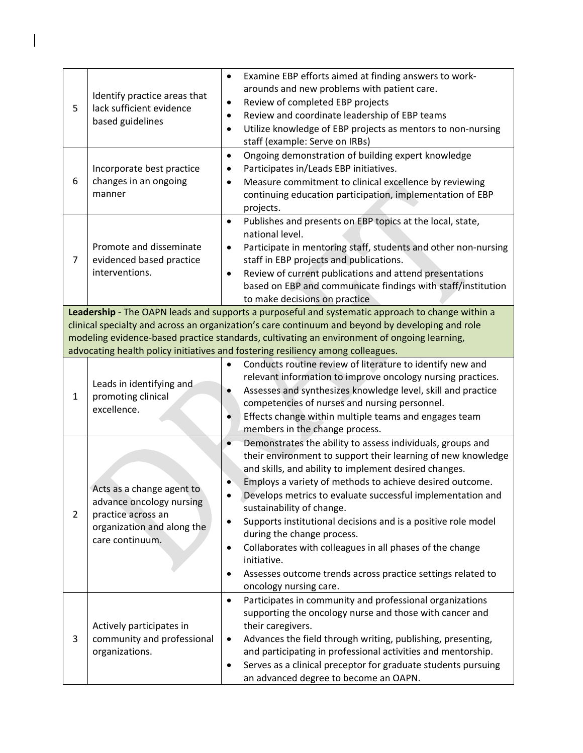| | | |
|---|---|---|
| 5 | Identify practice areas that lack sufficient evidence based guidelines | • Examine EBP efforts aimed at finding answers to work-arounds and new problems with patient care.<br>• Review of completed EBP projects<br>• Review and coordinate leadership of EBP teams<br>• Utilize knowledge of EBP projects as mentors to non-nursing staff (example: Serve on IRBs) |
| 6 | Incorporate best practice changes in an ongoing manner | • Ongoing demonstration of building expert knowledge<br>• Participates in/Leads EBP initiatives.<br>• Measure commitment to clinical excellence by reviewing continuing education participation, implementation of EBP projects. |
| 7 | Promote and disseminate evidenced based practice interventions. | • Publishes and presents on EBP topics at the local, state, national level.<br>• Participate in mentoring staff, students and other non-nursing staff in EBP projects and publications.<br>• Review of current publications and attend presentations based on EBP and communicate findings with staff/institution to make decisions on practice |
| **Leadership** - The OAPN leads and supports a purposeful and systematic approach to change within a clinical specialty and across an organization's care continuum and beyond by developing and role modeling evidence-based practice standards, cultivating an environment of ongoing learning, advocating health policy initiatives and fostering resiliency among colleagues. | | |
| 1 | Leads in identifying and promoting clinical excellence. | • Conducts routine review of literature to identify new and relevant information to improve oncology nursing practices.<br>• Assesses and synthesizes knowledge level, skill and practice competencies of nurses and nursing personnel.<br>• Effects change within multiple teams and engages team members in the change process. |
| 2 | Acts as a change agent to advance oncology nursing practice across an organization and along the care continuum. | • Demonstrates the ability to assess individuals, groups and their environment to support their learning of new knowledge and skills, and ability to implement desired changes.<br>• Employs a variety of methods to achieve desired outcome.<br>• Develops metrics to evaluate successful implementation and sustainability of change.<br>• Supports institutional decisions and is a positive role model during the change process.<br>• Collaborates with colleagues in all phases of the change initiative.<br>• Assesses outcome trends across practice settings related to oncology nursing care. |
| 3 | Actively participates in community and professional organizations. | • Participates in community and professional organizations supporting the oncology nurse and those with cancer and their caregivers.<br>• Advances the field through writing, publishing, presenting, and participating in professional activities and mentorship.<br>• Serves as a clinical preceptor for graduate students pursuing an advanced degree to become an OAPN. |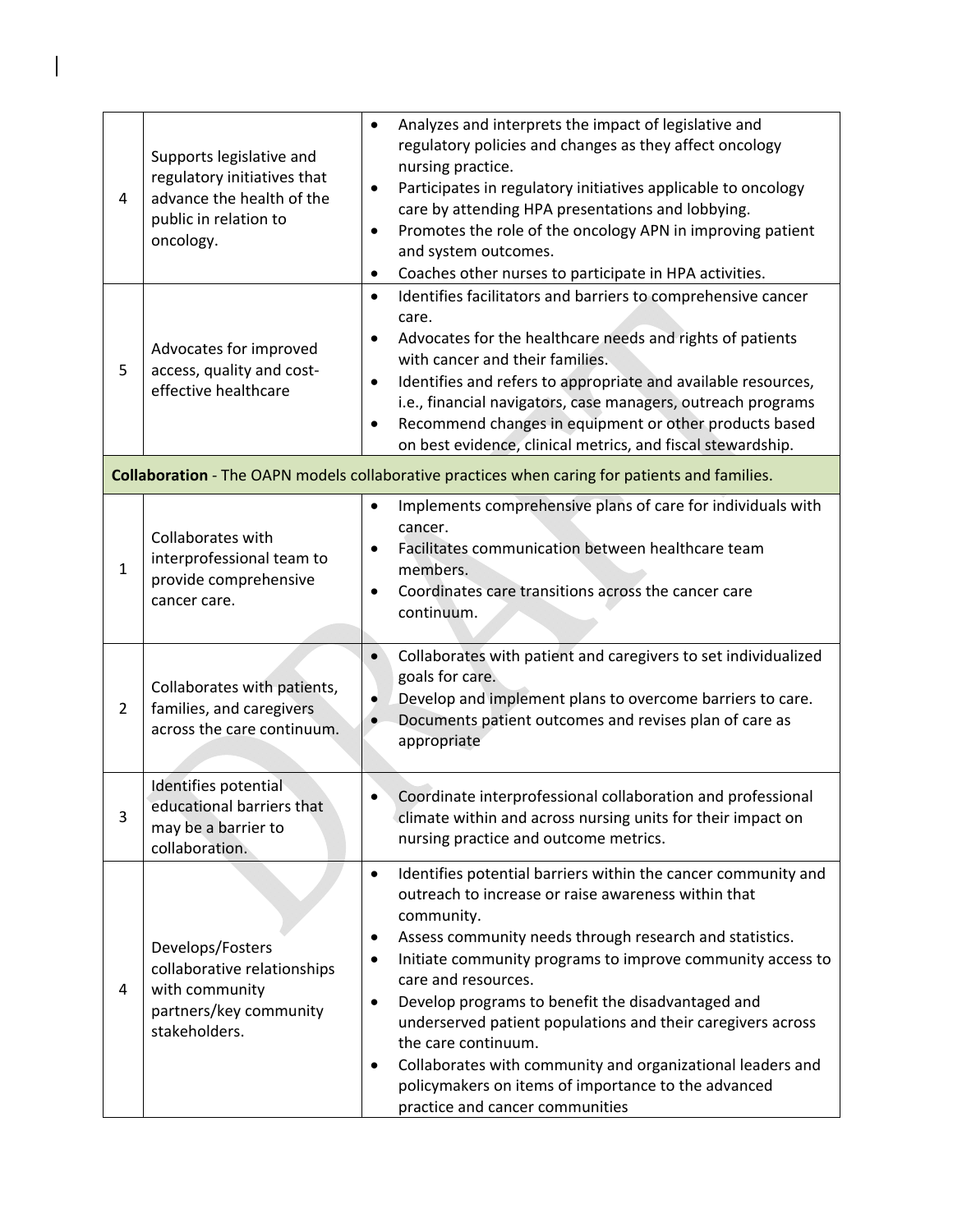| | | |
|---|---|---|
| 4 | Supports legislative and regulatory initiatives that advance the health of the public in relation to oncology. | • Analyzes and interprets the impact of legislative and regulatory policies and changes as they affect oncology nursing practice.<br>• Participates in regulatory initiatives applicable to oncology care by attending HPA presentations and lobbying.<br>• Promotes the role of the oncology APN in improving patient and system outcomes.<br>• Coaches other nurses to participate in HPA activities. |
| 5 | Advocates for improved access, quality and cost-effective healthcare | • Identifies facilitators and barriers to comprehensive cancer care.<br>• Advocates for the healthcare needs and rights of patients with cancer and their families.<br>• Identifies and refers to appropriate and available resources, i.e., financial navigators, case managers, outreach programs<br>• Recommend changes in equipment or other products based on best evidence, clinical metrics, and fiscal stewardship. |
| **Collaboration** - The OAPN models collaborative practices when caring for patients and families. | | |
| 1 | Collaborates with interprofessional team to provide comprehensive cancer care. | • Implements comprehensive plans of care for individuals with cancer.<br>• Facilitates communication between healthcare team members.<br>• Coordinates care transitions across the cancer care continuum. |
| 2 | Collaborates with patients, families, and caregivers across the care continuum. | • Collaborates with patient and caregivers to set individualized goals for care.<br>• Develop and implement plans to overcome barriers to care.<br>• Documents patient outcomes and revises plan of care as appropriate |
| 3 | Identifies potential educational barriers that may be a barrier to collaboration. | • Coordinate interprofessional collaboration and professional climate within and across nursing units for their impact on nursing practice and outcome metrics. |
| 4 | Develops/Fosters collaborative relationships with community partners/key community stakeholders. | • Identifies potential barriers within the cancer community and outreach to increase or raise awareness within that community.<br>• Assess community needs through research and statistics.<br>• Initiate community programs to improve community access to care and resources.<br>• Develop programs to benefit the disadvantaged and underserved patient populations and their caregivers across the care continuum.<br>• Collaborates with community and organizational leaders and policymakers on items of importance to the advanced practice and cancer communities |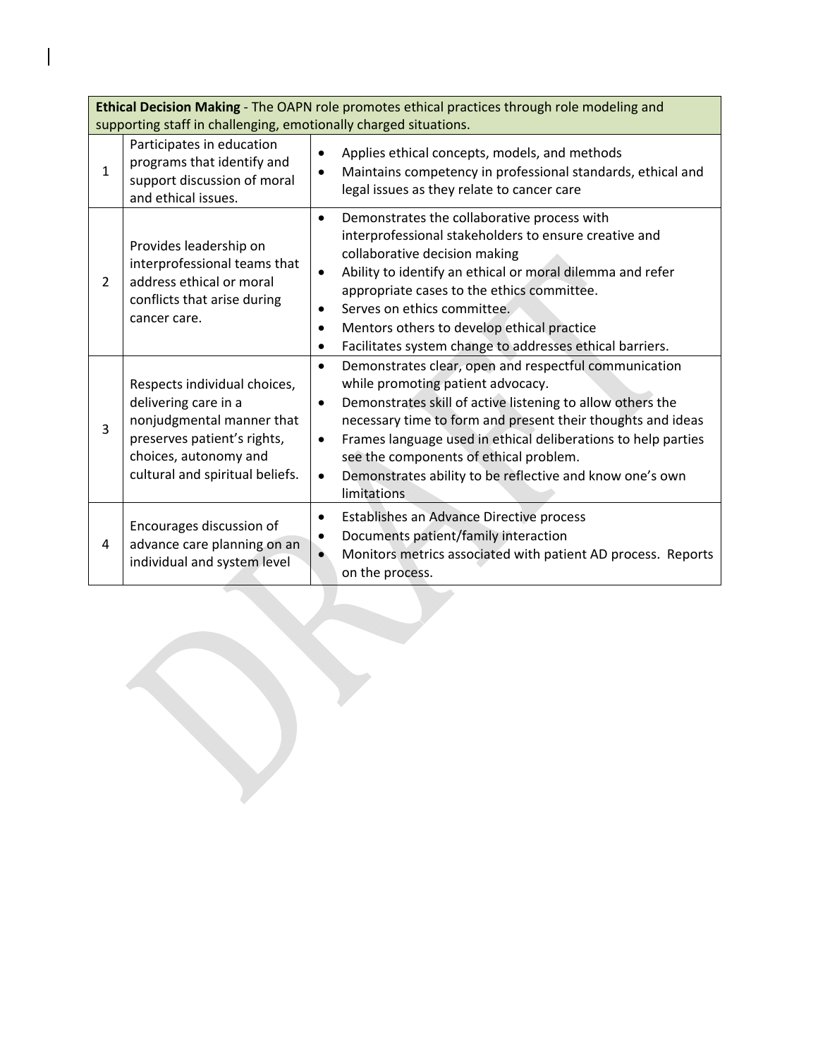| Ethical Decision Making - The OAPN role promotes ethical practices through role modeling and supporting staff in challenging, emotionally charged situations. | | |
|---|---|---|
| 1 | Participates in education programs that identify and support discussion of moral and ethical issues. | • Applies ethical concepts, models, and methods<br>• Maintains competency in professional standards, ethical and legal issues as they relate to cancer care |
| 2 | Provides leadership on interprofessional teams that address ethical or moral conflicts that arise during cancer care. | • Demonstrates the collaborative process with interprofessional stakeholders to ensure creative and collaborative decision making<br>• Ability to identify an ethical or moral dilemma and refer appropriate cases to the ethics committee.<br>• Serves on ethics committee.<br>• Mentors others to develop ethical practice<br>• Facilitates system change to addresses ethical barriers. |
| 3 | Respects individual choices, delivering care in a nonjudgmental manner that preserves patient's rights, choices, autonomy and cultural and spiritual beliefs. | • Demonstrates clear, open and respectful communication while promoting patient advocacy.<br>• Demonstrates skill of active listening to allow others the necessary time to form and present their thoughts and ideas<br>• Frames language used in ethical deliberations to help parties see the components of ethical problem.<br>• Demonstrates ability to be reflective and know one's own limitations |
| 4 | Encourages discussion of advance care planning on an individual and system level | • Establishes an Advance Directive process<br>• Documents patient/family interaction<br>• Monitors metrics associated with patient AD process. Reports on the process. |